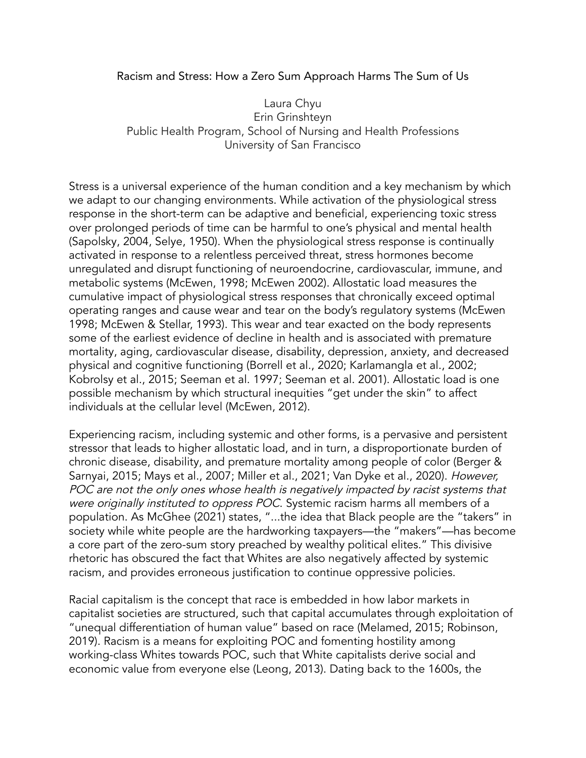# Racism and Stress: How a Zero Sum Approach Harms The Sum of Us

Laura Chyu
Erin Grinshteyn
Public Health Program, School of Nursing and Health Professions
University of San Francisco

Stress is a universal experience of the human condition and a key mechanism by which we adapt to our changing environments. While activation of the physiological stress response in the short-term can be adaptive and beneficial, experiencing toxic stress over prolonged periods of time can be harmful to one's physical and mental health (Sapolsky, 2004, Selye, 1950). When the physiological stress response is continually activated in response to a relentless perceived threat, stress hormones become unregulated and disrupt functioning of neuroendocrine, cardiovascular, immune, and metabolic systems (McEwen, 1998; McEwen 2002). Allostatic load measures the cumulative impact of physiological stress responses that chronically exceed optimal operating ranges and cause wear and tear on the body's regulatory systems (McEwen 1998; McEwen & Stellar, 1993). This wear and tear exacted on the body represents some of the earliest evidence of decline in health and is associated with premature mortality, aging, cardiovascular disease, disability, depression, anxiety, and decreased physical and cognitive functioning (Borrell et al., 2020; Karlamangla et al., 2002; Kobrolsy et al., 2015; Seeman et al. 1997; Seeman et al. 2001). Allostatic load is one possible mechanism by which structural inequities "get under the skin" to affect individuals at the cellular level (McEwen, 2012).

Experiencing racism, including systemic and other forms, is a pervasive and persistent stressor that leads to higher allostatic load, and in turn, a disproportionate burden of chronic disease, disability, and premature mortality among people of color (Berger & Sarnyai, 2015; Mays et al., 2007; Miller et al., 2021; Van Dyke et al., 2020). *However, POC are not the only ones whose health is negatively impacted by racist systems that were originally instituted to oppress POC*. Systemic racism harms all members of a population. As McGhee (2021) states, "...the idea that Black people are the "takers" in society while white people are the hardworking taxpayers—the "makers"—has become a core part of the zero-sum story preached by wealthy political elites." This divisive rhetoric has obscured the fact that Whites are also negatively affected by systemic racism, and provides erroneous justification to continue oppressive policies.

Racial capitalism is the concept that race is embedded in how labor markets in capitalist societies are structured, such that capital accumulates through exploitation of "unequal differentiation of human value" based on race (Melamed, 2015; Robinson, 2019). Racism is a means for exploiting POC and fomenting hostility among working-class Whites towards POC, such that White capitalists derive social and economic value from everyone else (Leong, 2013). Dating back to the 1600s, the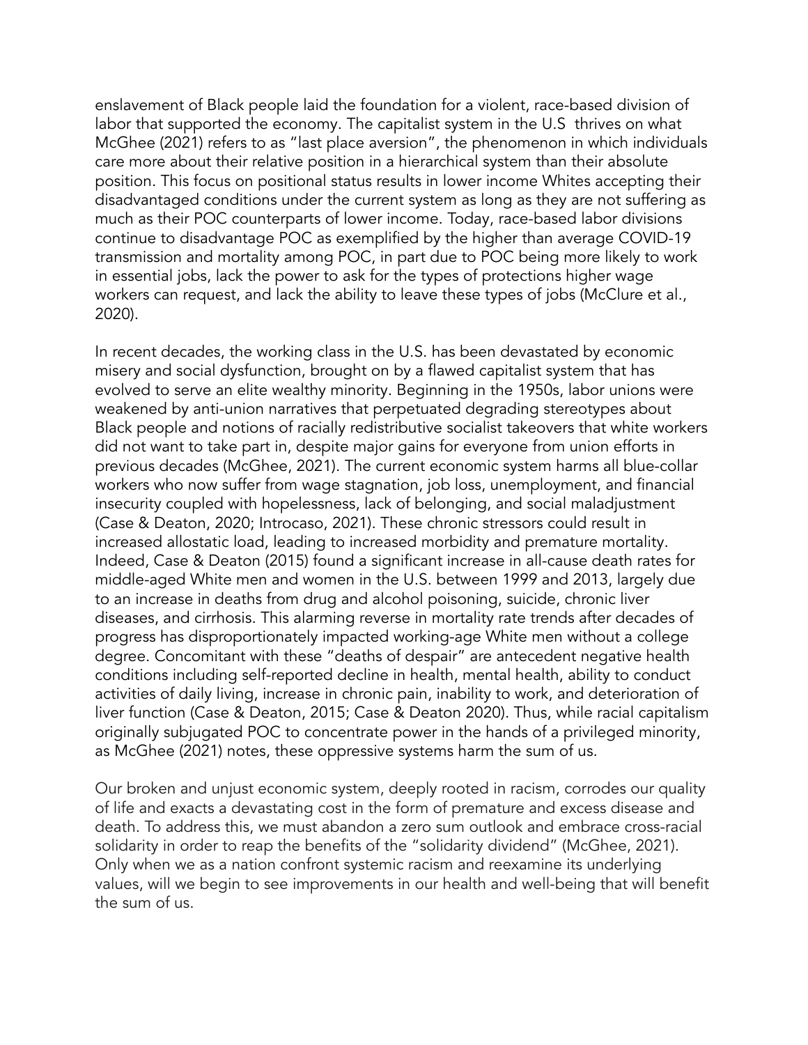enslavement of Black people laid the foundation for a violent, race-based division of labor that supported the economy. The capitalist system in the U.S  thrives on what McGhee (2021) refers to as "last place aversion", the phenomenon in which individuals care more about their relative position in a hierarchical system than their absolute position. This focus on positional status results in lower income Whites accepting their disadvantaged conditions under the current system as long as they are not suffering as much as their POC counterparts of lower income. Today, race-based labor divisions continue to disadvantage POC as exemplified by the higher than average COVID-19 transmission and mortality among POC, in part due to POC being more likely to work in essential jobs, lack the power to ask for the types of protections higher wage workers can request, and lack the ability to leave these types of jobs (McClure et al., 2020).

In recent decades, the working class in the U.S. has been devastated by economic misery and social dysfunction, brought on by a flawed capitalist system that has evolved to serve an elite wealthy minority. Beginning in the 1950s, labor unions were weakened by anti-union narratives that perpetuated degrading stereotypes about Black people and notions of racially redistributive socialist takeovers that white workers did not want to take part in, despite major gains for everyone from union efforts in previous decades (McGhee, 2021). The current economic system harms all blue-collar workers who now suffer from wage stagnation, job loss, unemployment, and financial insecurity coupled with hopelessness, lack of belonging, and social maladjustment (Case & Deaton, 2020; Introcaso, 2021). These chronic stressors could result in increased allostatic load, leading to increased morbidity and premature mortality. Indeed, Case & Deaton (2015) found a significant increase in all-cause death rates for middle-aged White men and women in the U.S. between 1999 and 2013, largely due to an increase in deaths from drug and alcohol poisoning, suicide, chronic liver diseases, and cirrhosis. This alarming reverse in mortality rate trends after decades of progress has disproportionately impacted working-age White men without a college degree. Concomitant with these "deaths of despair" are antecedent negative health conditions including self-reported decline in health, mental health, ability to conduct activities of daily living, increase in chronic pain, inability to work, and deterioration of liver function (Case & Deaton, 2015; Case & Deaton 2020). Thus, while racial capitalism originally subjugated POC to concentrate power in the hands of a privileged minority, as McGhee (2021) notes, these oppressive systems harm the sum of us.

Our broken and unjust economic system, deeply rooted in racism, corrodes our quality of life and exacts a devastating cost in the form of premature and excess disease and death. To address this, we must abandon a zero sum outlook and embrace cross-racial solidarity in order to reap the benefits of the "solidarity dividend" (McGhee, 2021). Only when we as a nation confront systemic racism and reexamine its underlying values, will we begin to see improvements in our health and well-being that will benefit the sum of us.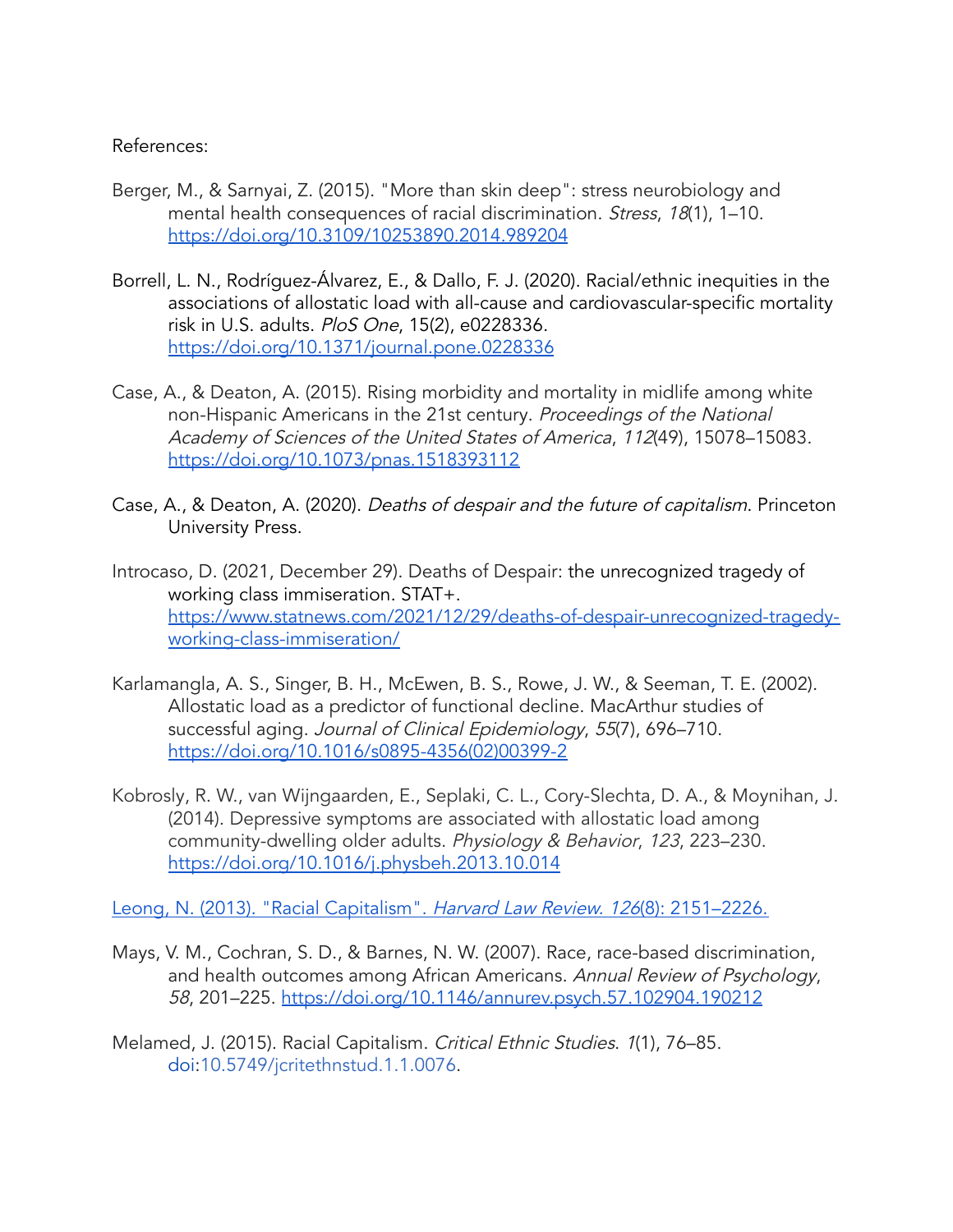References:

Berger, M., & Sarnyai, Z. (2015). "More than skin deep": stress neurobiology and mental health consequences of racial discrimination. *Stress*, *18*(1), 1–10. https://doi.org/10.3109/10253890.2014.989204

Borrell, L. N., Rodríguez-Álvarez, E., & Dallo, F. J. (2020). Racial/ethnic inequities in the associations of allostatic load with all-cause and cardiovascular-specific mortality risk in U.S. adults. *PloS One*, 15(2), e0228336. https://doi.org/10.1371/journal.pone.0228336

Case, A., & Deaton, A. (2015). Rising morbidity and mortality in midlife among white non-Hispanic Americans in the 21st century. *Proceedings of the National Academy of Sciences of the United States of America*, *112*(49), 15078–15083. https://doi.org/10.1073/pnas.1518393112

Case, A., & Deaton, A. (2020). *Deaths of despair and the future of capitalism*. Princeton University Press.

Introcaso, D. (2021, December 29). Deaths of Despair: the unrecognized tragedy of working class immiseration. STAT+. https://www.statnews.com/2021/12/29/deaths-of-despair-unrecognized-tragedy-working-class-immiseration/

Karlamangla, A. S., Singer, B. H., McEwen, B. S., Rowe, J. W., & Seeman, T. E. (2002). Allostatic load as a predictor of functional decline. MacArthur studies of successful aging. *Journal of Clinical Epidemiology*, *55*(7), 696–710. https://doi.org/10.1016/s0895-4356(02)00399-2

Kobrosly, R. W., van Wijngaarden, E., Seplaki, C. L., Cory-Slechta, D. A., & Moynihan, J. (2014). Depressive symptoms are associated with allostatic load among community-dwelling older adults. *Physiology & Behavior*, *123*, 223–230. https://doi.org/10.1016/j.physbeh.2013.10.014

Leong, N. (2013). "Racial Capitalism". *Harvard Law Review. 126*(8): 2151–2226.

Mays, V. M., Cochran, S. D., & Barnes, N. W. (2007). Race, race-based discrimination, and health outcomes among African Americans. *Annual Review of Psychology*, *58*, 201–225. https://doi.org/10.1146/annurev.psych.57.102904.190212

Melamed, J. (2015). Racial Capitalism. *Critical Ethnic Studies*. *1*(1), 76–85. doi:10.5749/jcritethnstud.1.1.0076.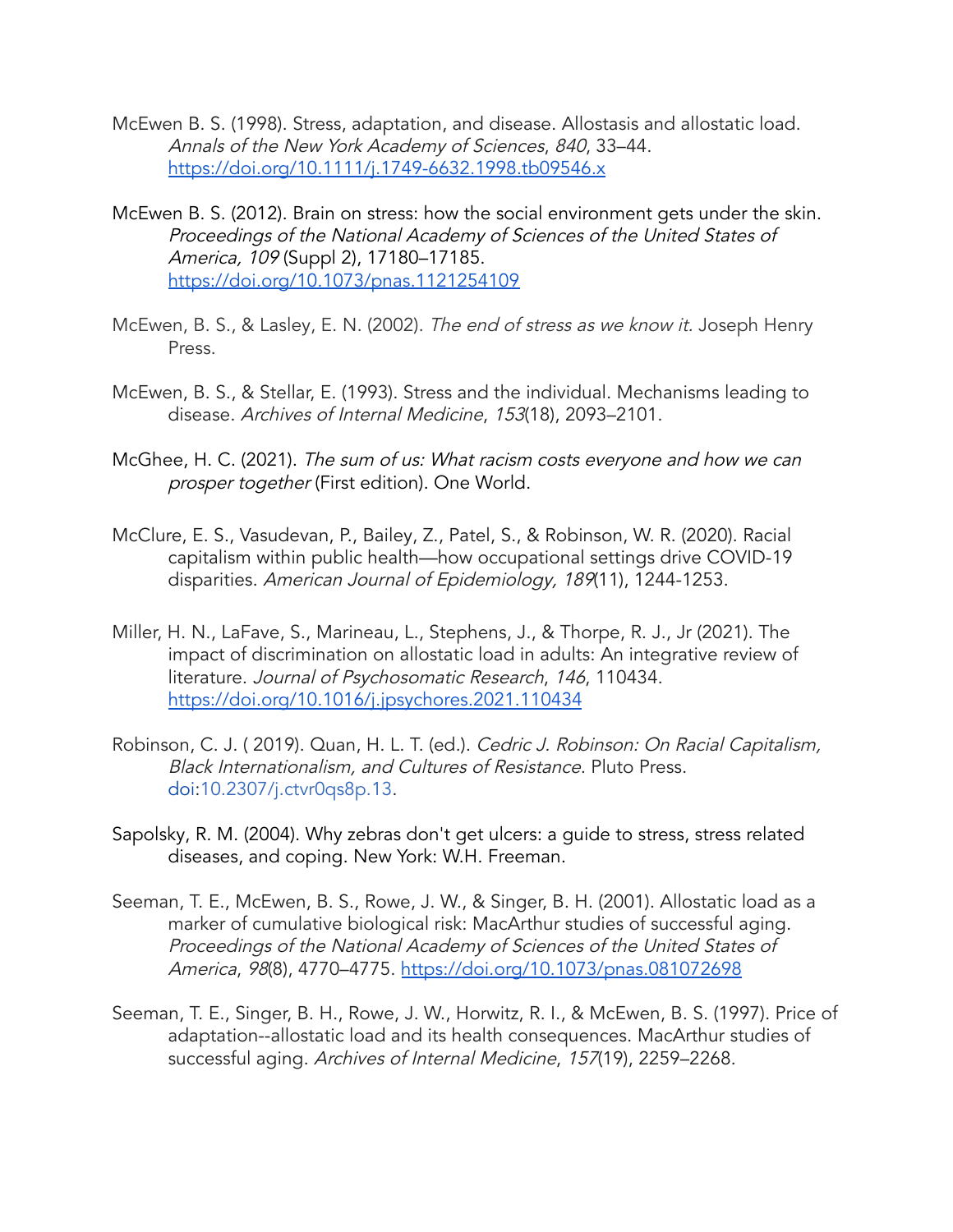McEwen B. S. (1998). Stress, adaptation, and disease. Allostasis and allostatic load. *Annals of the New York Academy of Sciences*, *840*, 33–44. https://doi.org/10.1111/j.1749-6632.1998.tb09546.x

McEwen B. S. (2012). Brain on stress: how the social environment gets under the skin. *Proceedings of the National Academy of Sciences of the United States of America, 109* (Suppl 2), 17180–17185. https://doi.org/10.1073/pnas.1121254109

McEwen, B. S., & Lasley, E. N. (2002). *The end of stress as we know it.* Joseph Henry Press.

McEwen, B. S., & Stellar, E. (1993). Stress and the individual. Mechanisms leading to disease. *Archives of Internal Medicine*, *153*(18), 2093–2101.

McGhee, H. C. (2021). *The sum of us: What racism costs everyone and how we can prosper together* (First edition). One World.

McClure, E. S., Vasudevan, P., Bailey, Z., Patel, S., & Robinson, W. R. (2020). Racial capitalism within public health—how occupational settings drive COVID-19 disparities. *American Journal of Epidemiology, 189*(11), 1244-1253.

Miller, H. N., LaFave, S., Marineau, L., Stephens, J., & Thorpe, R. J., Jr (2021). The impact of discrimination on allostatic load in adults: An integrative review of literature. *Journal of Psychosomatic Research*, *146*, 110434. https://doi.org/10.1016/j.jpsychores.2021.110434

Robinson, C. J. ( 2019). Quan, H. L. T. (ed.). *Cedric J. Robinson: On Racial Capitalism, Black Internationalism, and Cultures of Resistance*. Pluto Press. doi:10.2307/j.ctvr0qs8p.13.

Sapolsky, R. M. (2004). Why zebras don't get ulcers: a guide to stress, stress related diseases, and coping. New York: W.H. Freeman.

Seeman, T. E., McEwen, B. S., Rowe, J. W., & Singer, B. H. (2001). Allostatic load as a marker of cumulative biological risk: MacArthur studies of successful aging. *Proceedings of the National Academy of Sciences of the United States of America*, *98*(8), 4770–4775. https://doi.org/10.1073/pnas.081072698

Seeman, T. E., Singer, B. H., Rowe, J. W., Horwitz, R. I., & McEwen, B. S. (1997). Price of adaptation--allostatic load and its health consequences. MacArthur studies of successful aging. *Archives of Internal Medicine*, *157*(19), 2259–2268.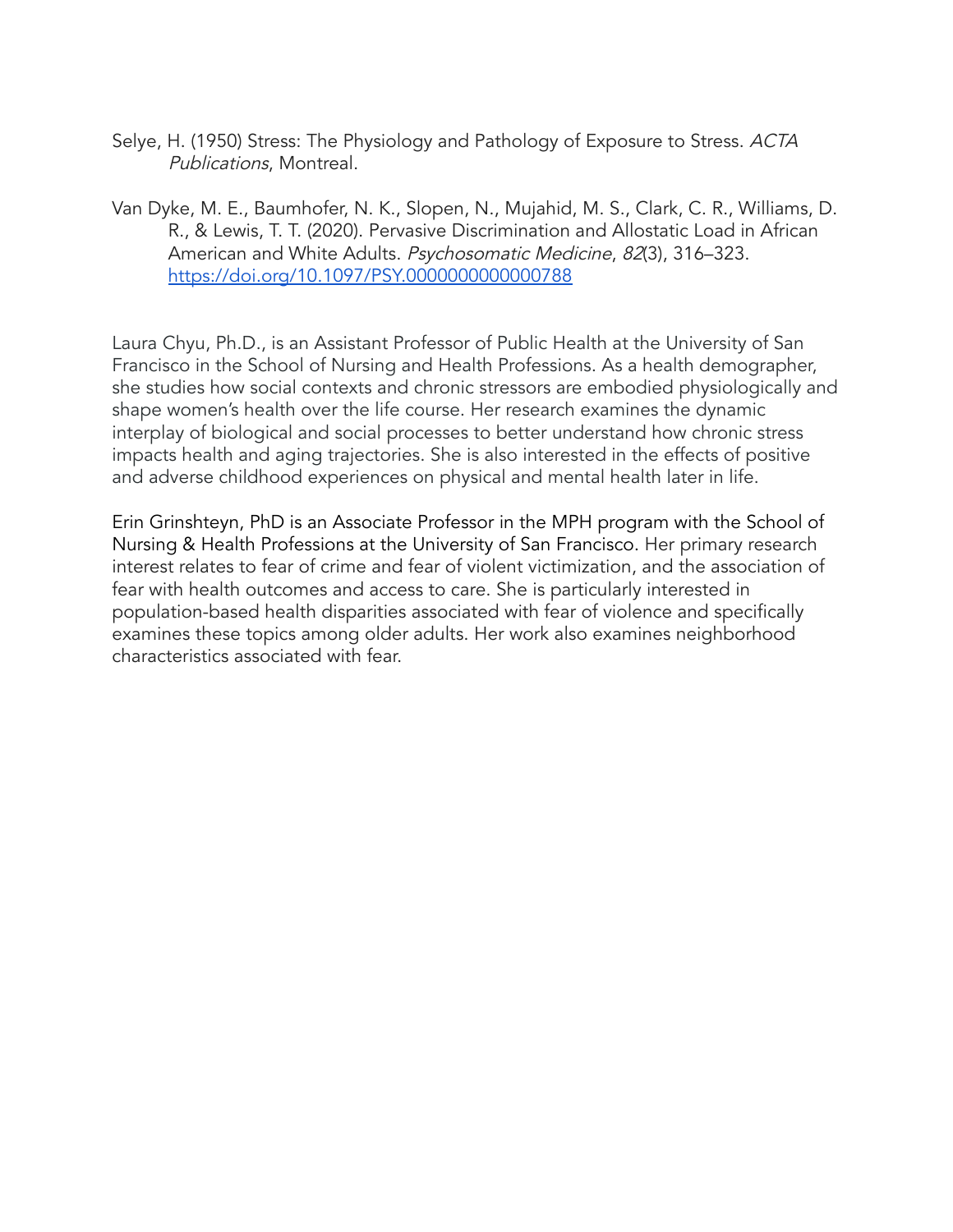Selye, H. (1950) Stress: The Physiology and Pathology of Exposure to Stress. *ACTA Publications*, Montreal.

Van Dyke, M. E., Baumhofer, N. K., Slopen, N., Mujahid, M. S., Clark, C. R., Williams, D. R., & Lewis, T. T. (2020). Pervasive Discrimination and Allostatic Load in African American and White Adults. *Psychosomatic Medicine*, *82*(3), 316–323. [https://doi.org/10.1097/PSY.0000000000000788](https://doi.org/10.1097/PSY.0000000000000788)

Laura Chyu, Ph.D., is an Assistant Professor of Public Health at the University of San Francisco in the School of Nursing and Health Professions. As a health demographer, she studies how social contexts and chronic stressors are embodied physiologically and shape women's health over the life course. Her research examines the dynamic interplay of biological and social processes to better understand how chronic stress impacts health and aging trajectories. She is also interested in the effects of positive and adverse childhood experiences on physical and mental health later in life.

Erin Grinshteyn, PhD is an Associate Professor in the MPH program with the School of Nursing & Health Professions at the University of San Francisco. Her primary research interest relates to fear of crime and fear of violent victimization, and the association of fear with health outcomes and access to care. She is particularly interested in population-based health disparities associated with fear of violence and specifically examines these topics among older adults. Her work also examines neighborhood characteristics associated with fear.